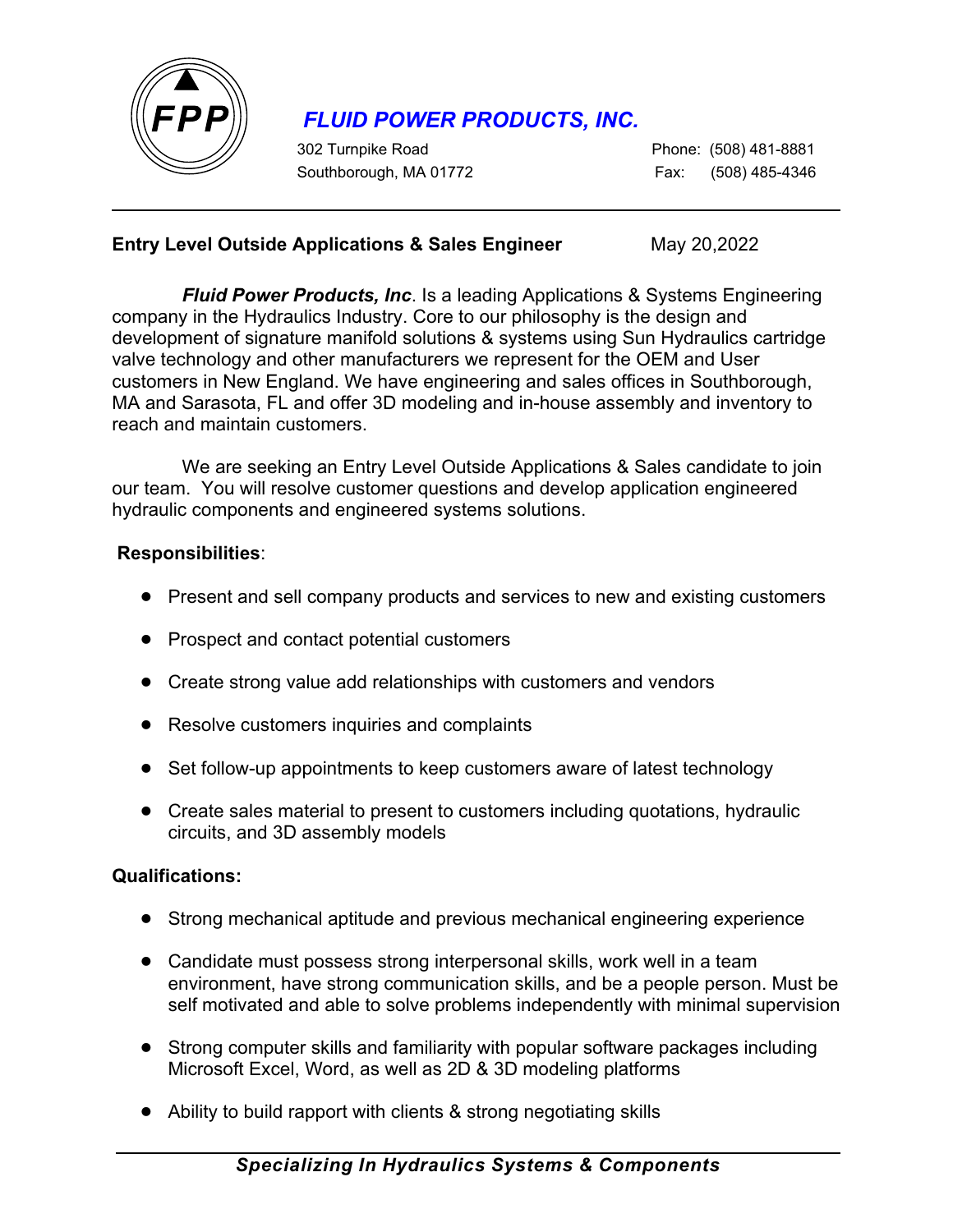# *FLUID POWER PRODUCTS, INC.*

302 Turnpike Road
Southborough, MA 01772

Phone: (508) 481-8881
Fax: (508) 485-4346

---

**Entry Level Outside Applications & Sales Engineer** May 20,2022

***Fluid Power Products, Inc***. Is a leading Applications & Systems Engineering company in the Hydraulics Industry. Core to our philosophy is the design and development of signature manifold solutions & systems using Sun Hydraulics cartridge valve technology and other manufacturers we represent for the OEM and User customers in New England. We have engineering and sales offices in Southborough, MA and Sarasota, FL and offer 3D modeling and in-house assembly and inventory to reach and maintain customers.

We are seeking an Entry Level Outside Applications & Sales candidate to join our team. You will resolve customer questions and develop application engineered hydraulic components and engineered systems solutions.

**Responsibilities**:

- Present and sell company products and services to new and existing customers
- Prospect and contact potential customers
- Create strong value add relationships with customers and vendors
- Resolve customers inquiries and complaints
- Set follow-up appointments to keep customers aware of latest technology
- Create sales material to present to customers including quotations, hydraulic circuits, and 3D assembly models

**Qualifications:**

- Strong mechanical aptitude and previous mechanical engineering experience
- Candidate must possess strong interpersonal skills, work well in a team environment, have strong communication skills, and be a people person. Must be self motivated and able to solve problems independently with minimal supervision
- Strong computer skills and familiarity with popular software packages including Microsoft Excel, Word, as well as 2D & 3D modeling platforms
- Ability to build rapport with clients & strong negotiating skills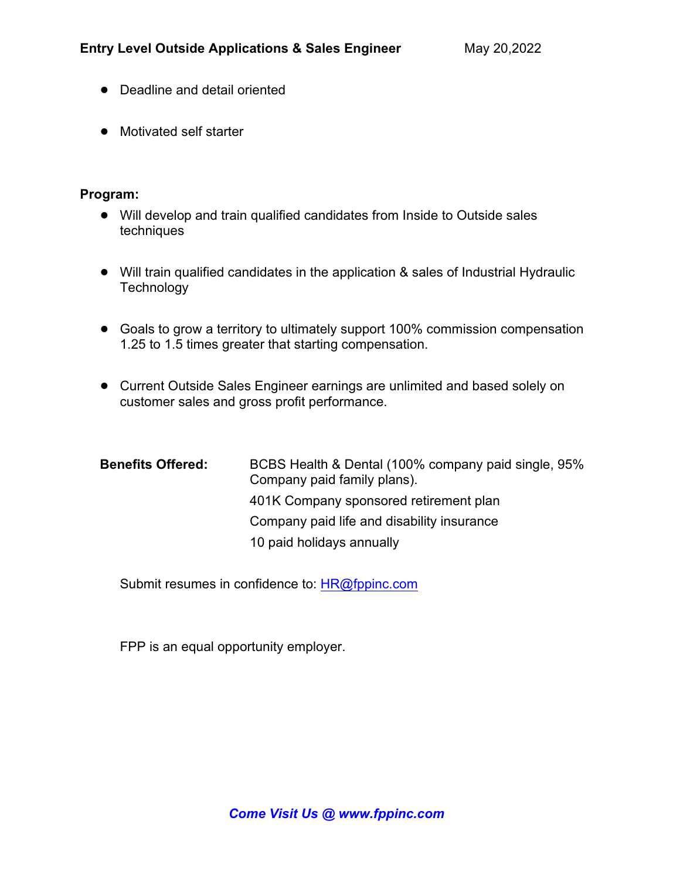- Deadline and detail oriented
- Motivated self starter

**Program:**

- Will develop and train qualified candidates from Inside to Outside sales techniques
- Will train qualified candidates in the application & sales of Industrial Hydraulic Technology
- Goals to grow a territory to ultimately support 100% commission compensation 1.25 to 1.5 times greater that starting compensation.
- Current Outside Sales Engineer earnings are unlimited and based solely on customer sales and gross profit performance.

**Benefits Offered:**

BCBS Health & Dental (100% company paid single, 95% Company paid family plans).

401K Company sponsored retirement plan

Company paid life and disability insurance

10 paid holidays annually

Submit resumes in confidence to: HR@fppinc.com

FPP is an equal opportunity employer.

***Come Visit Us @ www.fppinc.com***